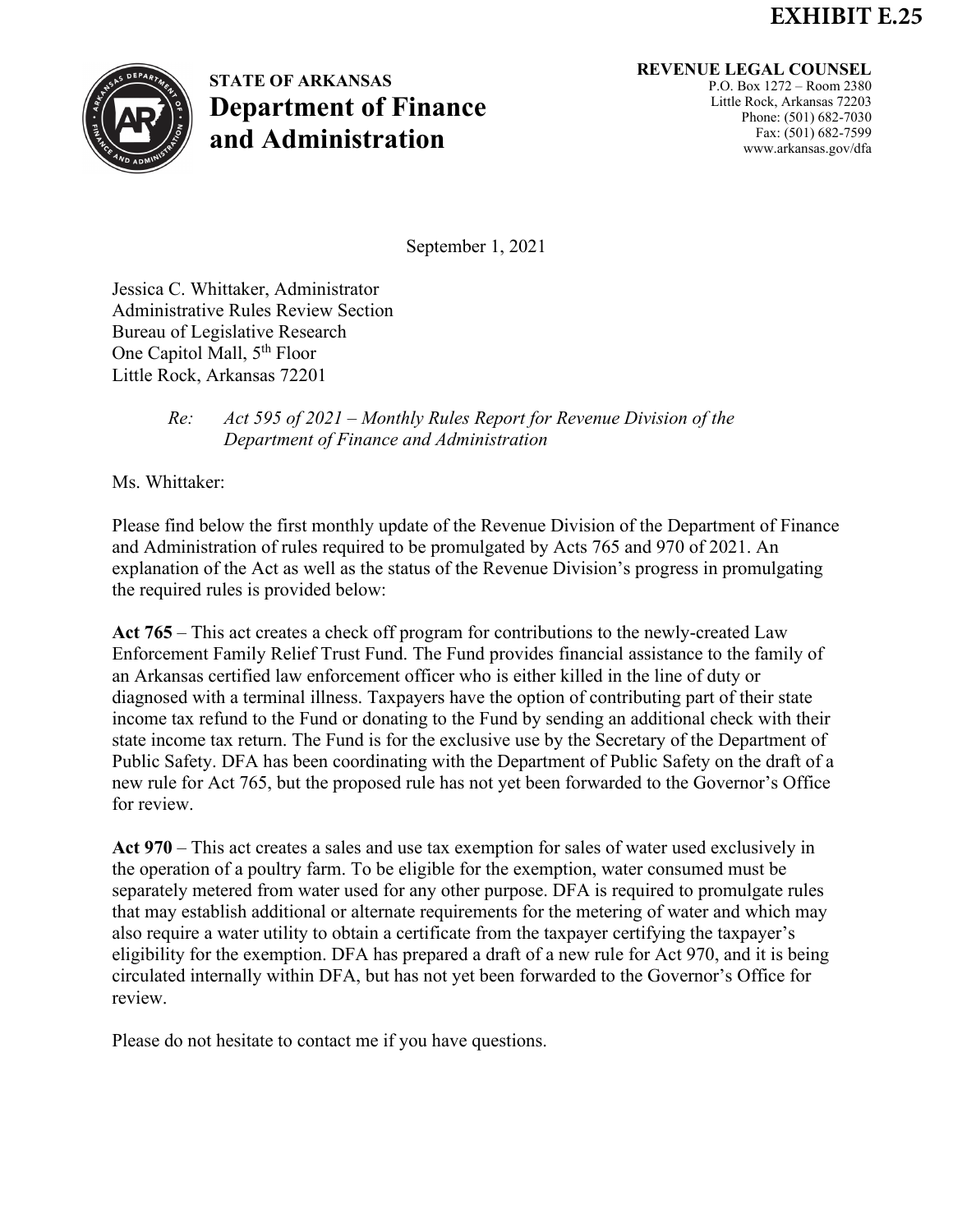**EXHIBIT E.25**

**STATE OF ARKANSAS**
# Department of Finance and Administration

**REVENUE LEGAL COUNSEL**
P.O. Box 1272 – Room 2380
Little Rock, Arkansas 72203
Phone: (501) 682-7030
Fax: (501) 682-7599
www.arkansas.gov/dfa

September 1, 2021

Jessica C. Whittaker, Administrator
Administrative Rules Review Section
Bureau of Legislative Research
One Capitol Mall, 5th Floor
Little Rock, Arkansas 72201

*Re: Act 595 of 2021 – Monthly Rules Report for Revenue Division of the Department of Finance and Administration*

Ms. Whittaker:

Please find below the first monthly update of the Revenue Division of the Department of Finance and Administration of rules required to be promulgated by Acts 765 and 970 of 2021. An explanation of the Act as well as the status of the Revenue Division's progress in promulgating the required rules is provided below:

**Act 765** – This act creates a check off program for contributions to the newly-created Law Enforcement Family Relief Trust Fund. The Fund provides financial assistance to the family of an Arkansas certified law enforcement officer who is either killed in the line of duty or diagnosed with a terminal illness. Taxpayers have the option of contributing part of their state income tax refund to the Fund or donating to the Fund by sending an additional check with their state income tax return. The Fund is for the exclusive use by the Secretary of the Department of Public Safety. DFA has been coordinating with the Department of Public Safety on the draft of a new rule for Act 765, but the proposed rule has not yet been forwarded to the Governor's Office for review.

**Act 970** – This act creates a sales and use tax exemption for sales of water used exclusively in the operation of a poultry farm. To be eligible for the exemption, water consumed must be separately metered from water used for any other purpose. DFA is required to promulgate rules that may establish additional or alternate requirements for the metering of water and which may also require a water utility to obtain a certificate from the taxpayer certifying the taxpayer's eligibility for the exemption. DFA has prepared a draft of a new rule for Act 970, and it is being circulated internally within DFA, but has not yet been forwarded to the Governor's Office for review.

Please do not hesitate to contact me if you have questions.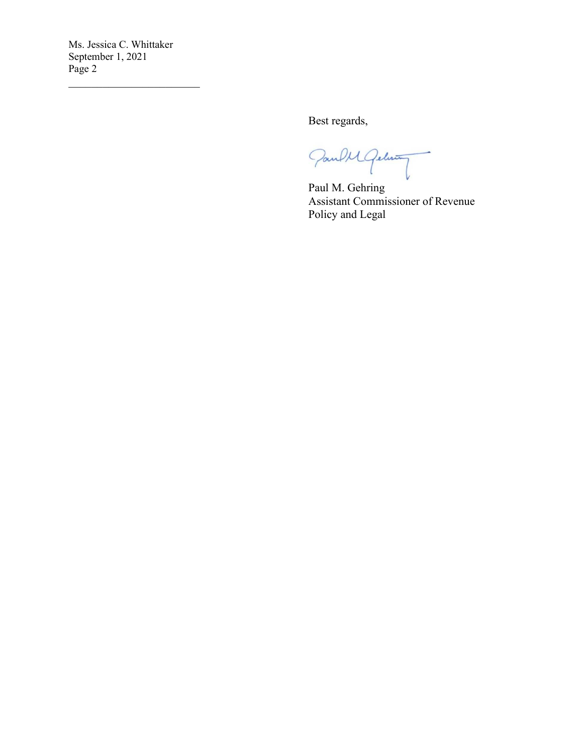Best regards,

Paul M. Gehring
Assistant Commissioner of Revenue
Policy and Legal